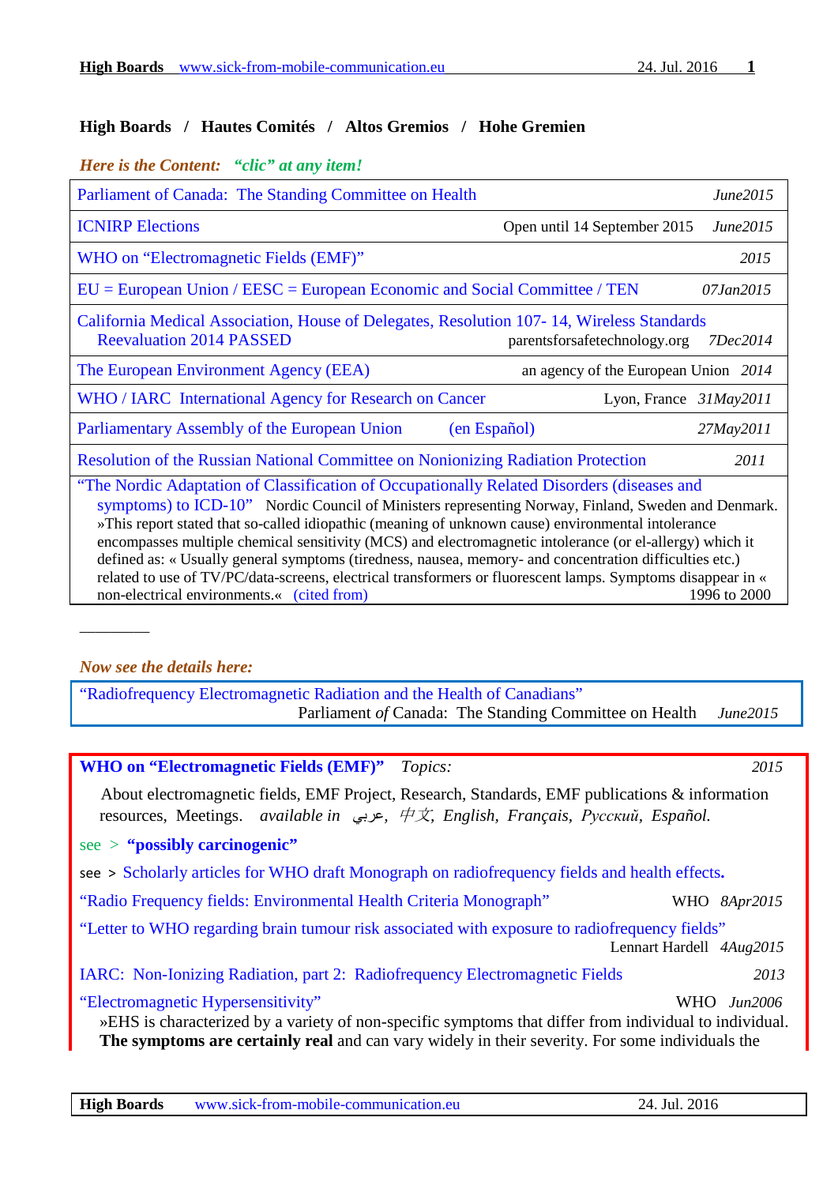## High Boards / Hautes Comités / Altos Gremios / Hohe Gremien

***Here is the Content: "clic" at any item!***

| | |
|---|---|
| Parliament of Canada: The Standing Committee on Health | *June2015* |
| ICNIRP Elections — Open until 14 September 2015 | *June2015* |
| WHO on "Electromagnetic Fields (EMF)" | *2015* |
| EU = European Union / EESC = European Economic and Social Committee / TEN | *07Jan2015* |
| California Medical Association, House of Delegates, Resolution 107- 14, Wireless Standards Reevaluation 2014 PASSED — parentsforsafetechnology.org | *7Dec2014* |
| The European Environment Agency (EEA) — an agency of the European Union | *2014* |
| WHO / IARC International Agency for Research on Cancer — Lyon, France | *31May2011* |
| Parliamentary Assembly of the European Union (en Español) | *27May2011* |
| Resolution of the Russian National Committee on Nonionizing Radiation Protection | *2011* |
| "The Nordic Adaptation of Classification of Occupationally Related Disorders (diseases and symptoms) to ICD-10" Nordic Council of Ministers representing Norway, Finland, Sweden and Denmark. »This report stated that so-called idiopathic (meaning of unknown cause) environmental intolerance encompasses multiple chemical sensitivity (MCS) and electromagnetic intolerance (or el-allergy) which it defined as: « Usually general symptoms (tiredness, nausea, memory- and concentration difficulties etc.) related to use of TV/PC/data-screens, electrical transformers or fluorescent lamps. Symptoms disappear in « non-electrical environments.« (cited from) | 1996 to 2000 |

---

***Now see the details here:***

"Radiofrequency Electromagnetic Radiation and the Health of Canadians"
Parliament *of* Canada: The Standing Committee on Health *June2015*

---

**WHO on "Electromagnetic Fields (EMF)"** *Topics:* *2015*

About electromagnetic fields, EMF Project, Research, Standards, EMF publications & information resources, Meetings. *available in عربي, 中文, English, Français, Русский, Español.*

see > **"possibly carcinogenic"**

see > Scholarly articles for WHO draft Monograph on radiofrequency fields and health effects**.**

"Radio Frequency fields: Environmental Health Criteria Monograph" WHO *8Apr2015*

"Letter to WHO regarding brain tumour risk associated with exposure to radiofrequency fields"
Lennart Hardell *4Aug2015*

IARC: Non-Ionizing Radiation, part 2: Radiofrequency Electromagnetic Fields *2013*

"Electromagnetic Hypersensitivity" WHO *Jun2006*

»EHS is characterized by a variety of non-specific symptoms that differ from individual to individual. **The symptoms are certainly real** and can vary widely in their severity. For some individuals the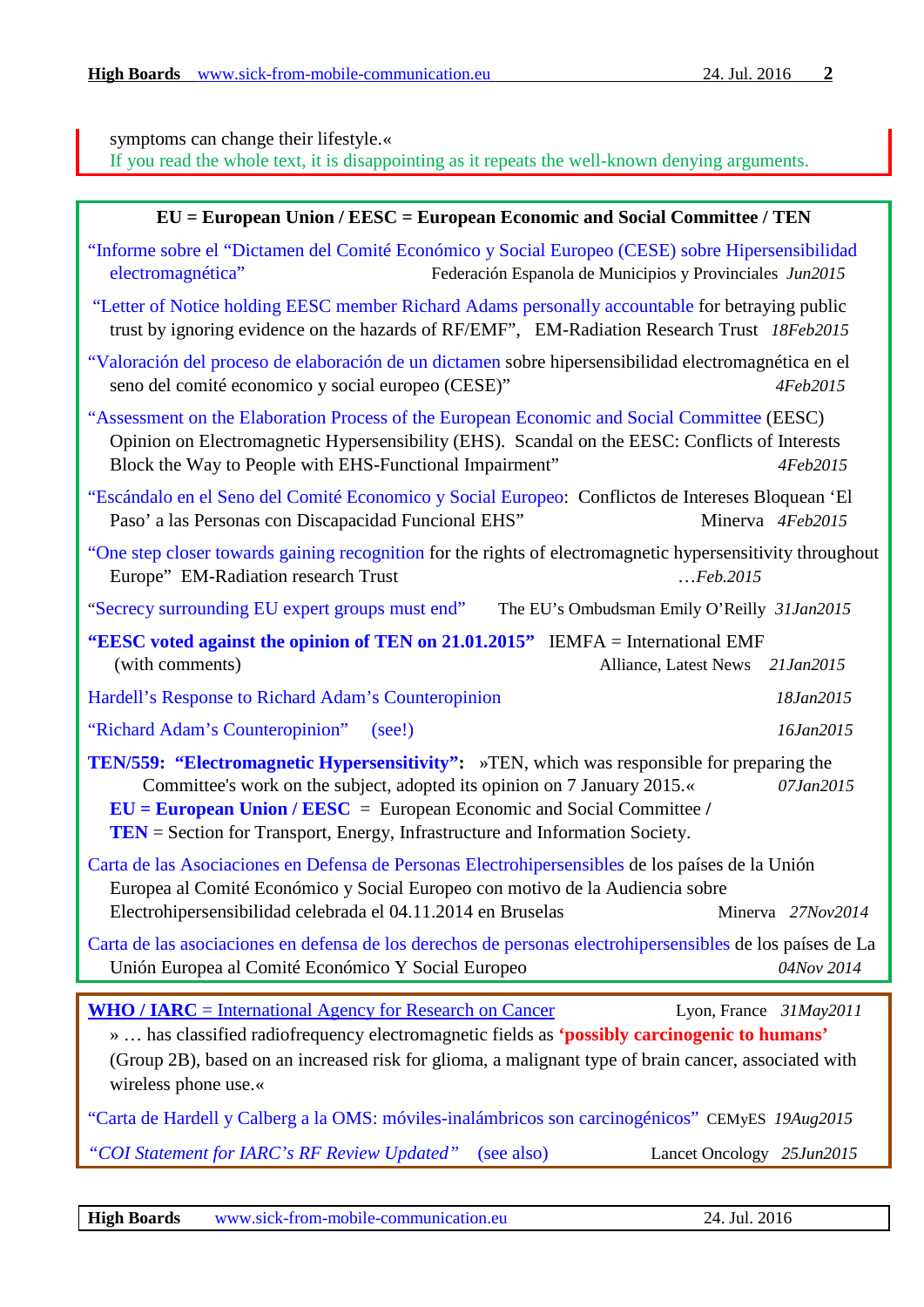symptoms can change their lifestyle.«
If you read the whole text, it is disappointing as it repeats the well-known denying arguments.

**EU = European Union / EESC = European Economic and Social Committee / TEN**

"Informe sobre el "Dictamen del Comité Económico y Social Europeo (CESE) sobre Hipersensibilidad electromagnética" Federación Espanola de Municipios y Provinciales *Jun2015*

"Letter of Notice holding EESC member Richard Adams personally accountable for betraying public trust by ignoring evidence on the hazards of RF/EMF", EM-Radiation Research Trust *18Feb2015*

"Valoración del proceso de elaboración de un dictamen sobre hipersensibilidad electromagnética en el seno del comité economico y social europeo (CESE)" *4Feb2015*

"Assessment on the Elaboration Process of the European Economic and Social Committee (EESC) Opinion on Electromagnetic Hypersensibility (EHS). Scandal on the EESC: Conflicts of Interests Block the Way to People with EHS-Functional Impairment" *4Feb2015*

"Escándalo en el Seno del Comité Economico y Social Europeo: Conflictos de Intereses Bloquean 'El Paso' a las Personas con Discapacidad Funcional EHS" Minerva *4Feb2015*

"One step closer towards gaining recognition for the rights of electromagnetic hypersensitivity throughout Europe" EM-Radiation research Trust *…Feb.2015*

"Secrecy surrounding EU expert groups must end" The EU's Ombudsman Emily O'Reilly *31Jan2015*

**"EESC voted against the opinion of TEN on 21.01.2015"** IEMFA = International EMF (with comments) Alliance, Latest News *21Jan2015*

Hardell's Response to Richard Adam's Counteropinion *18Jan2015*

"Richard Adam's Counteropinion" (see!) *16Jan2015*

**TEN/559: "Electromagnetic Hypersensitivity":** »TEN, which was responsible for preparing the Committee's work on the subject, adopted its opinion on 7 January 2015.« *07Jan2015*
**EU = European Union / EESC** = European Economic and Social Committee **/**
**TEN** = Section for Transport, Energy, Infrastructure and Information Society.

Carta de las Asociaciones en Defensa de Personas Electrohipersensibles de los países de la Unión Europea al Comité Económico y Social Europeo con motivo de la Audiencia sobre Electrohipersensibilidad celebrada el 04.11.2014 en Bruselas Minerva *27Nov2014*

Carta de las asociaciones en defensa de los derechos de personas electrohipersensibles de los países de La Unión Europea al Comité Económico Y Social Europeo *04Nov 2014*

**WHO / IARC** = International Agency for Research on Cancer Lyon, France *31May2011*
» … has classified radiofrequency electromagnetic fields as **'possibly carcinogenic to humans'** (Group 2B), based on an increased risk for glioma, a malignant type of brain cancer, associated with wireless phone use.«

"Carta de Hardell y Calberg a la OMS: móviles-inalámbricos son carcinogénicos" CEMyES *19Aug2015*

*"COI Statement for IARC's RF Review Updated"* (see also) Lancet Oncology *25Jun2015*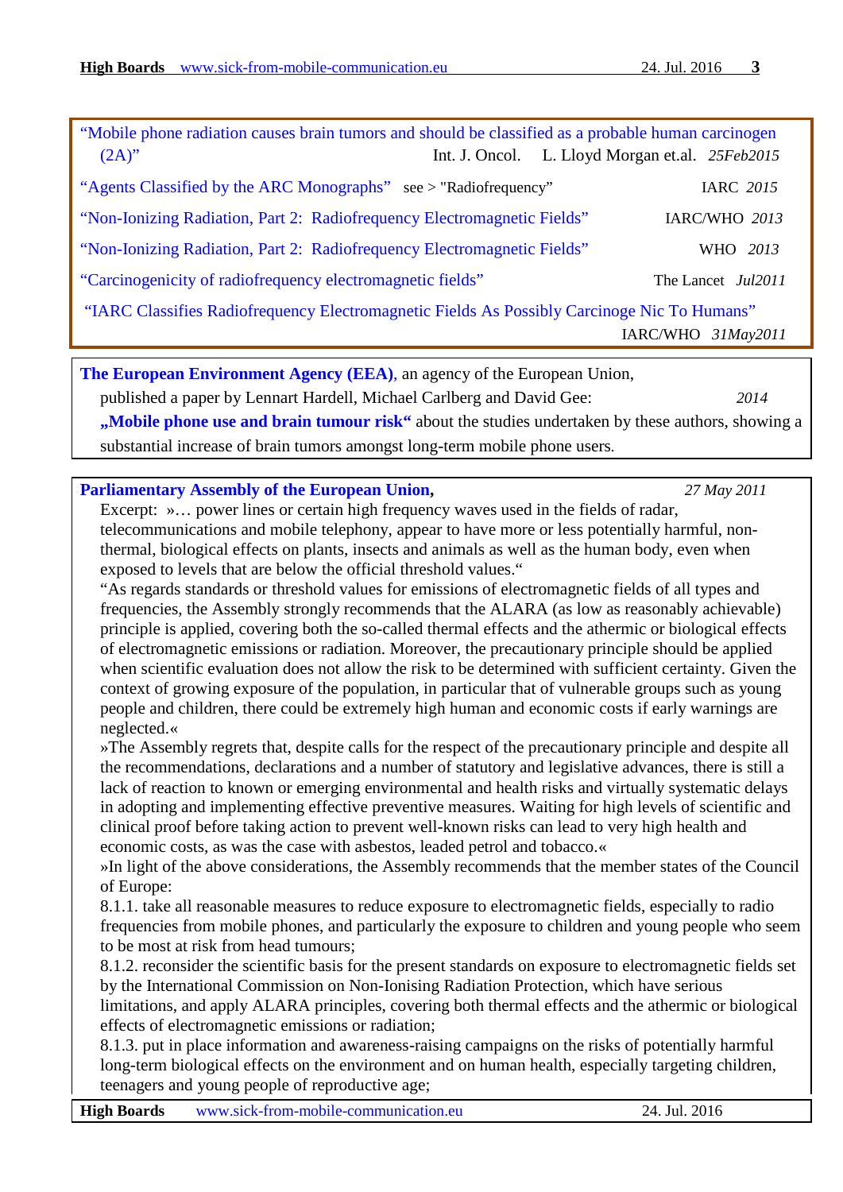"Mobile phone radiation causes brain tumors and should be classified as a probable human carcinogen (2A)" Int. J. Oncol. L. Lloyd Morgan et.al. *25Feb2015*

"Agents Classified by the ARC Monographs" see > "Radiofrequency" IARC *2015*

"Non-Ionizing Radiation, Part 2: Radiofrequency Electromagnetic Fields" IARC/WHO *2013*

"Non-Ionizing Radiation, Part 2: Radiofrequency Electromagnetic Fields" WHO *2013*

"Carcinogenicity of radiofrequency electromagnetic fields" The Lancet *Jul2011*

"IARC Classifies Radiofrequency Electromagnetic Fields As Possibly Carcinoge Nic To Humans" IARC/WHO *31May2011*

---

**The European Environment Agency (EEA)**, an agency of the European Union, published a paper by Lennart Hardell, Michael Carlberg and David Gee: *2014*

**„Mobile phone use and brain tumour risk"** about the studies undertaken by these authors, showing a substantial increase of brain tumors amongst long-term mobile phone users.

---

**Parliamentary Assembly of the European Union,** *27 May 2011*

Excerpt: »… power lines or certain high frequency waves used in the fields of radar, telecommunications and mobile telephony, appear to have more or less potentially harmful, non-thermal, biological effects on plants, insects and animals as well as the human body, even when exposed to levels that are below the official threshold values."

"As regards standards or threshold values for emissions of electromagnetic fields of all types and frequencies, the Assembly strongly recommends that the ALARA (as low as reasonably achievable) principle is applied, covering both the so-called thermal effects and the athermic or biological effects of electromagnetic emissions or radiation. Moreover, the precautionary principle should be applied when scientific evaluation does not allow the risk to be determined with sufficient certainty. Given the context of growing exposure of the population, in particular that of vulnerable groups such as young people and children, there could be extremely high human and economic costs if early warnings are neglected.«

»The Assembly regrets that, despite calls for the respect of the precautionary principle and despite all the recommendations, declarations and a number of statutory and legislative advances, there is still a lack of reaction to known or emerging environmental and health risks and virtually systematic delays in adopting and implementing effective preventive measures. Waiting for high levels of scientific and clinical proof before taking action to prevent well-known risks can lead to very high health and economic costs, as was the case with asbestos, leaded petrol and tobacco.«

»In light of the above considerations, the Assembly recommends that the member states of the Council of Europe:

8.1.1. take all reasonable measures to reduce exposure to electromagnetic fields, especially to radio frequencies from mobile phones, and particularly the exposure to children and young people who seem to be most at risk from head tumours;

8.1.2. reconsider the scientific basis for the present standards on exposure to electromagnetic fields set by the International Commission on Non-Ionising Radiation Protection, which have serious limitations, and apply ALARA principles, covering both thermal effects and the athermic or biological effects of electromagnetic emissions or radiation;

8.1.3. put in place information and awareness-raising campaigns on the risks of potentially harmful long-term biological effects on the environment and on human health, especially targeting children, teenagers and young people of reproductive age;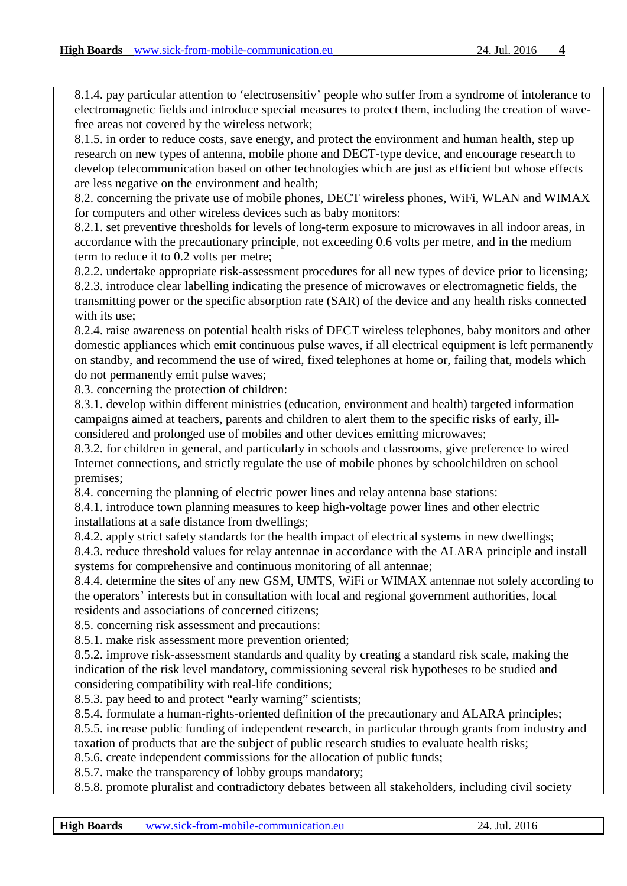8.1.4. pay particular attention to ‘electrosensitiv’ people who suffer from a syndrome of intolerance to electromagnetic fields and introduce special measures to protect them, including the creation of wave-free areas not covered by the wireless network;

8.1.5. in order to reduce costs, save energy, and protect the environment and human health, step up research on new types of antenna, mobile phone and DECT-type device, and encourage research to develop telecommunication based on other technologies which are just as efficient but whose effects are less negative on the environment and health;

8.2. concerning the private use of mobile phones, DECT wireless phones, WiFi, WLAN and WIMAX for computers and other wireless devices such as baby monitors:

8.2.1. set preventive thresholds for levels of long-term exposure to microwaves in all indoor areas, in accordance with the precautionary principle, not exceeding 0.6 volts per metre, and in the medium term to reduce it to 0.2 volts per metre;

8.2.2. undertake appropriate risk-assessment procedures for all new types of device prior to licensing;

8.2.3. introduce clear labelling indicating the presence of microwaves or electromagnetic fields, the transmitting power or the specific absorption rate (SAR) of the device and any health risks connected with its use;

8.2.4. raise awareness on potential health risks of DECT wireless telephones, baby monitors and other domestic appliances which emit continuous pulse waves, if all electrical equipment is left permanently on standby, and recommend the use of wired, fixed telephones at home or, failing that, models which do not permanently emit pulse waves;

8.3. concerning the protection of children:

8.3.1. develop within different ministries (education, environment and health) targeted information campaigns aimed at teachers, parents and children to alert them to the specific risks of early, ill-considered and prolonged use of mobiles and other devices emitting microwaves;

8.3.2. for children in general, and particularly in schools and classrooms, give preference to wired Internet connections, and strictly regulate the use of mobile phones by schoolchildren on school premises;

8.4. concerning the planning of electric power lines and relay antenna base stations:

8.4.1. introduce town planning measures to keep high-voltage power lines and other electric installations at a safe distance from dwellings;

8.4.2. apply strict safety standards for the health impact of electrical systems in new dwellings;

8.4.3. reduce threshold values for relay antennae in accordance with the ALARA principle and install systems for comprehensive and continuous monitoring of all antennae;

8.4.4. determine the sites of any new GSM, UMTS, WiFi or WIMAX antennae not solely according to the operators’ interests but in consultation with local and regional government authorities, local residents and associations of concerned citizens;

8.5. concerning risk assessment and precautions:

8.5.1. make risk assessment more prevention oriented;

8.5.2. improve risk-assessment standards and quality by creating a standard risk scale, making the indication of the risk level mandatory, commissioning several risk hypotheses to be studied and considering compatibility with real-life conditions;

8.5.3. pay heed to and protect “early warning” scientists;

8.5.4. formulate a human-rights-oriented definition of the precautionary and ALARA principles;

8.5.5. increase public funding of independent research, in particular through grants from industry and taxation of products that are the subject of public research studies to evaluate health risks;

8.5.6. create independent commissions for the allocation of public funds;

8.5.7. make the transparency of lobby groups mandatory;

8.5.8. promote pluralist and contradictory debates between all stakeholders, including civil society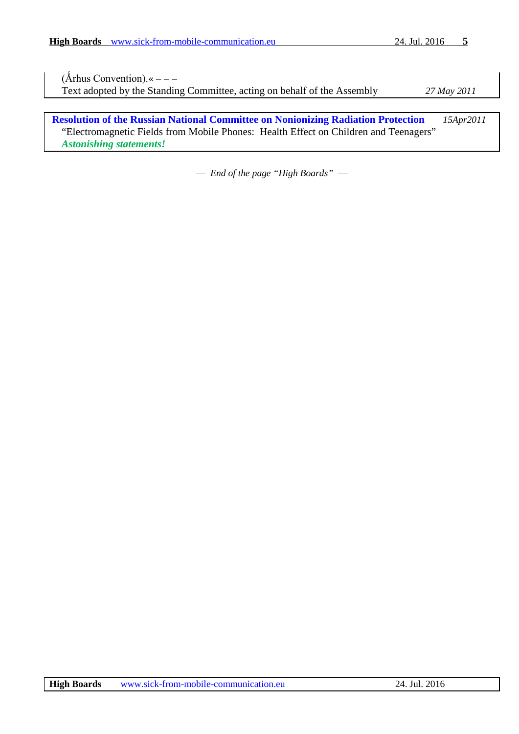(Århus Convention).« – – –
Text adopted by the Standing Committee, acting on behalf of the Assembly *27 May 2011*

**Resolution of the Russian National Committee on Nonionizing Radiation Protection** *15Apr2011*
"Electromagnetic Fields from Mobile Phones: Health Effect on Children and Teenagers"
***Astonishing statements!***

— *End of the page "High Boards"* —